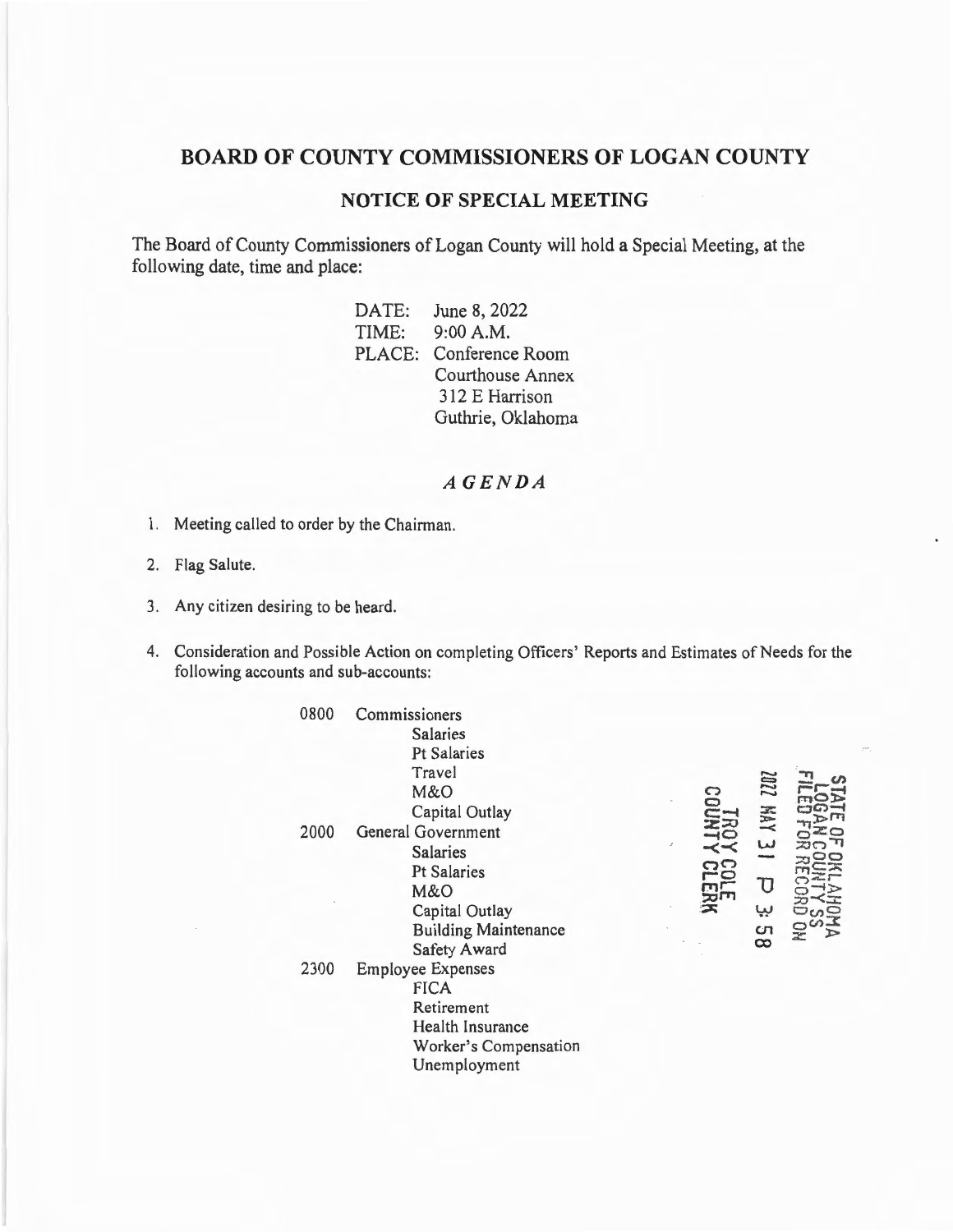# BOARD OF COUNTY COMMISSIONERS OF LOGAN COUNTY

## NOTICE OF SPECIAL MEETING

The Board of County Commissioners of Logan County will hold a Special Meeting, at the following date, time and place:

DATE: June 8, 2022
TIME: 9:00 A.M.
PLACE: Conference Room
Courthouse Annex
312 E Harrison
Guthrie, Oklahoma

## *AGENDA*

1. Meeting called to order by the Chairman.

2. Flag Salute.

3. Any citizen desiring to be heard.

4. Consideration and Possible Action on completing Officers' Reports and Estimates of Needs for the following accounts and sub-accounts:

0800 Commissioners
- Salaries
- Pt Salaries
- Travel
- M&O
- Capital Outlay

2000 General Government
- Salaries
- Pt Salaries
- M&O
- Capital Outlay
- Building Maintenance
- Safety Award

2300 Employee Expenses
- FICA
- Retirement
- Health Insurance
- Worker's Compensation
- Unemployment

STATE OF OKLAHOMA
LOGAN COUNTY SS
FILED FOR RECORD ON
2022 MAY 31 P 3:58
TROY COLE
COUNTY CLERK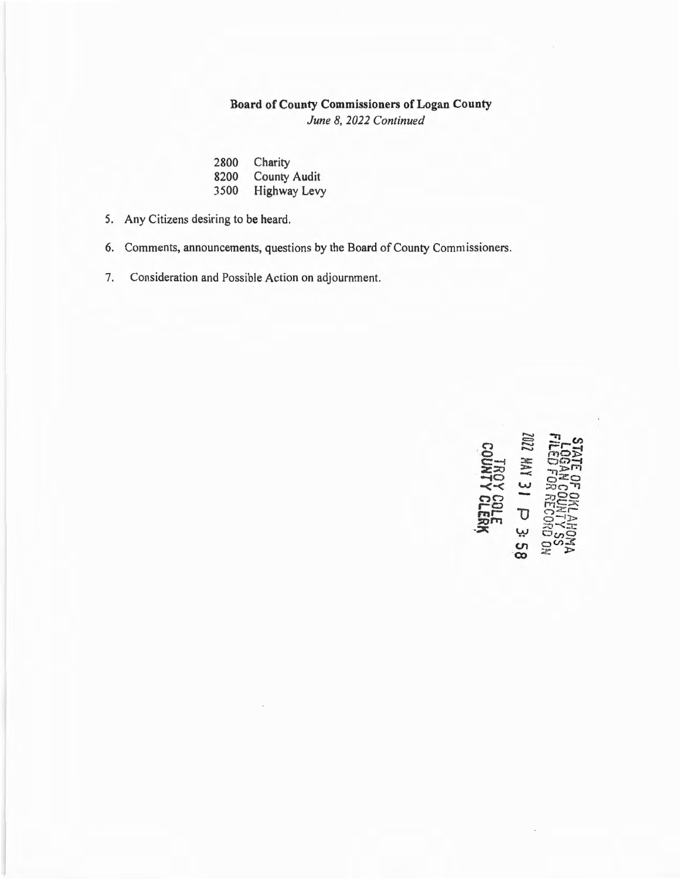**Board of County Commissioners of Logan County**
*June 8, 2022 Continued*

| | |
|---|---|
| 2800 | Charity |
| 8200 | County Audit |
| 3500 | Highway Levy |

5. Any Citizens desiring to be heard.

6. Comments, announcements, questions by the Board of County Commissioners.

7. Consideration and Possible Action on adjournment.

STATE OF OKLAHOMA
LOGAN COUNTY SS
FILED FOR RECORD ON
2022 MAY 31 P 3:58
TROY COLE
COUNTY CLERK